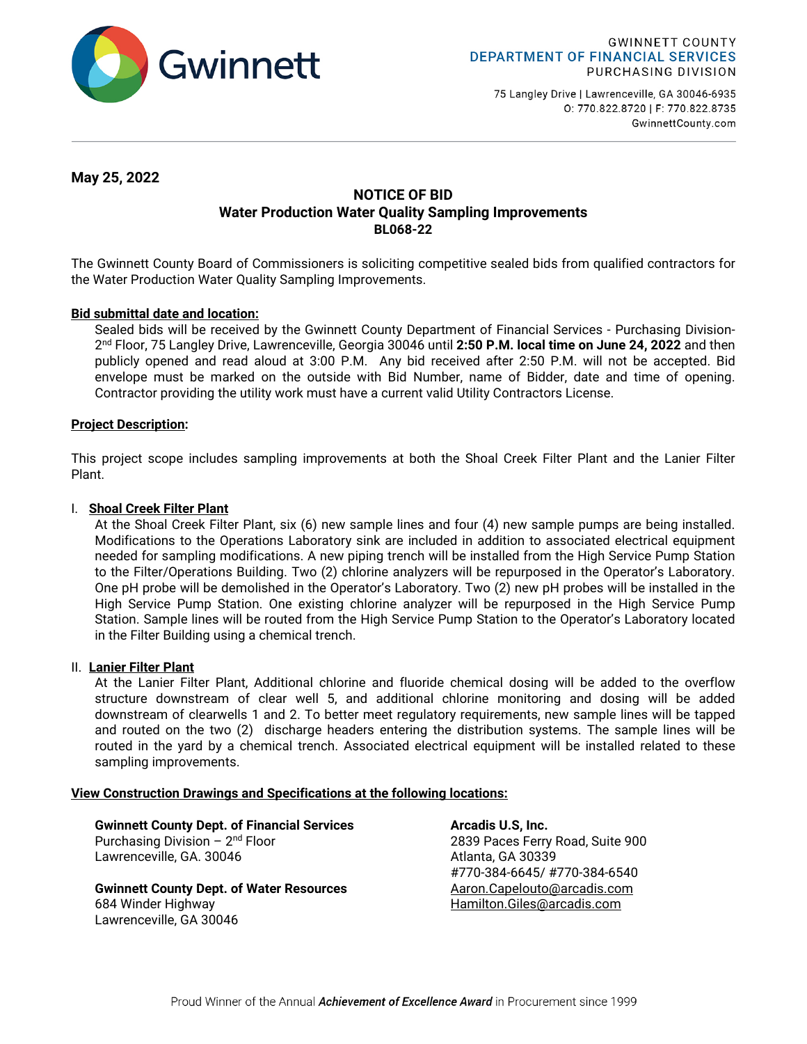Gwinnett

GWINNETT COUNTY
DEPARTMENT OF FINANCIAL SERVICES
PURCHASING DIVISION

75 Langley Drive | Lawrenceville, GA 30046-6935
O: 770.822.8720 | F: 770.822.8735
GwinnettCounty.com

**May 25, 2022**

# NOTICE OF BID
## Water Production Water Quality Sampling Improvements
## BL068-22

The Gwinnett County Board of Commissioners is soliciting competitive sealed bids from qualified contractors for the Water Production Water Quality Sampling Improvements.

**Bid submittal date and location:**

Sealed bids will be received by the Gwinnett County Department of Financial Services - Purchasing Division- 2nd Floor, 75 Langley Drive, Lawrenceville, Georgia 30046 until **2:50 P.M. local time on June 24, 2022** and then publicly opened and read aloud at 3:00 P.M. Any bid received after 2:50 P.M. will not be accepted. Bid envelope must be marked on the outside with Bid Number, name of Bidder, date and time of opening. Contractor providing the utility work must have a current valid Utility Contractors License.

**Project Description:**

This project scope includes sampling improvements at both the Shoal Creek Filter Plant and the Lanier Filter Plant.

I. **Shoal Creek Filter Plant**

At the Shoal Creek Filter Plant, six (6) new sample lines and four (4) new sample pumps are being installed. Modifications to the Operations Laboratory sink are included in addition to associated electrical equipment needed for sampling modifications. A new piping trench will be installed from the High Service Pump Station to the Filter/Operations Building. Two (2) chlorine analyzers will be repurposed in the Operator's Laboratory. One pH probe will be demolished in the Operator's Laboratory. Two (2) new pH probes will be installed in the High Service Pump Station. One existing chlorine analyzer will be repurposed in the High Service Pump Station. Sample lines will be routed from the High Service Pump Station to the Operator's Laboratory located in the Filter Building using a chemical trench.

II. **Lanier Filter Plant**

At the Lanier Filter Plant, Additional chlorine and fluoride chemical dosing will be added to the overflow structure downstream of clear well 5, and additional chlorine monitoring and dosing will be added downstream of clearwells 1 and 2. To better meet regulatory requirements, new sample lines will be tapped and routed on the two (2) discharge headers entering the distribution systems. The sample lines will be routed in the yard by a chemical trench. Associated electrical equipment will be installed related to these sampling improvements.

**View Construction Drawings and Specifications at the following locations:**

**Gwinnett County Dept. of Financial Services**
Purchasing Division – 2nd Floor
Lawrenceville, GA. 30046

**Gwinnett County Dept. of Water Resources**
684 Winder Highway
Lawrenceville, GA 30046

**Arcadis U.S, Inc.**
2839 Paces Ferry Road, Suite 900
Atlanta, GA 30339
#770-384-6645/ #770-384-6540
Aaron.Capelouto@arcadis.com
Hamilton.Giles@arcadis.com

Proud Winner of the Annual ***Achievement of Excellence Award*** in Procurement since 1999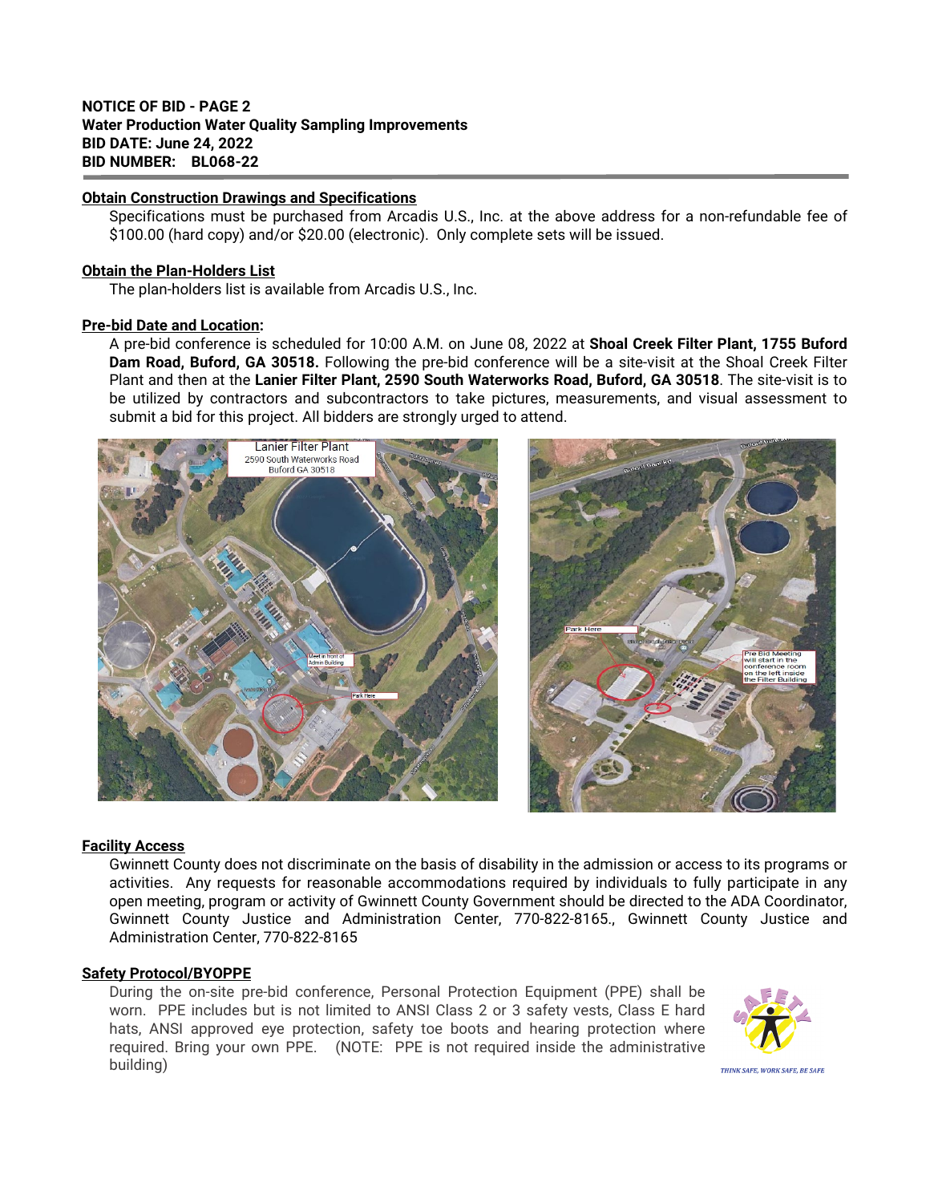**NOTICE OF BID - PAGE 2**
**Water Production Water Quality Sampling Improvements**
**BID DATE: June 24, 2022**
**BID NUMBER: BL068-22**

## Obtain Construction Drawings and Specifications

Specifications must be purchased from Arcadis U.S., Inc. at the above address for a non-refundable fee of $100.00 (hard copy) and/or $20.00 (electronic). Only complete sets will be issued.

## Obtain the Plan-Holders List

The plan-holders list is available from Arcadis U.S., Inc.

## Pre-bid Date and Location:

A pre-bid conference is scheduled for 10:00 A.M. on June 08, 2022 at **Shoal Creek Filter Plant, 1755 Buford Dam Road, Buford, GA 30518.** Following the pre-bid conference will be a site-visit at the Shoal Creek Filter Plant and then at the **Lanier Filter Plant, 2590 South Waterworks Road, Buford, GA 30518**. The site-visit is to be utilized by contractors and subcontractors to take pictures, measurements, and visual assessment to submit a bid for this project. All bidders are strongly urged to attend.

## Facility Access

Gwinnett County does not discriminate on the basis of disability in the admission or access to its programs or activities. Any requests for reasonable accommodations required by individuals to fully participate in any open meeting, program or activity of Gwinnett County Government should be directed to the ADA Coordinator, Gwinnett County Justice and Administration Center, 770-822-8165., Gwinnett County Justice and Administration Center, 770-822-8165

## Safety Protocol/BYOPPE

During the on-site pre-bid conference, Personal Protection Equipment (PPE) shall be worn. PPE includes but is not limited to ANSI Class 2 or 3 safety vests, Class E hard hats, ANSI approved eye protection, safety toe boots and hearing protection where required. Bring your own PPE. (NOTE: PPE is not required inside the administrative building)

THINK SAFE, WORK SAFE, BE SAFE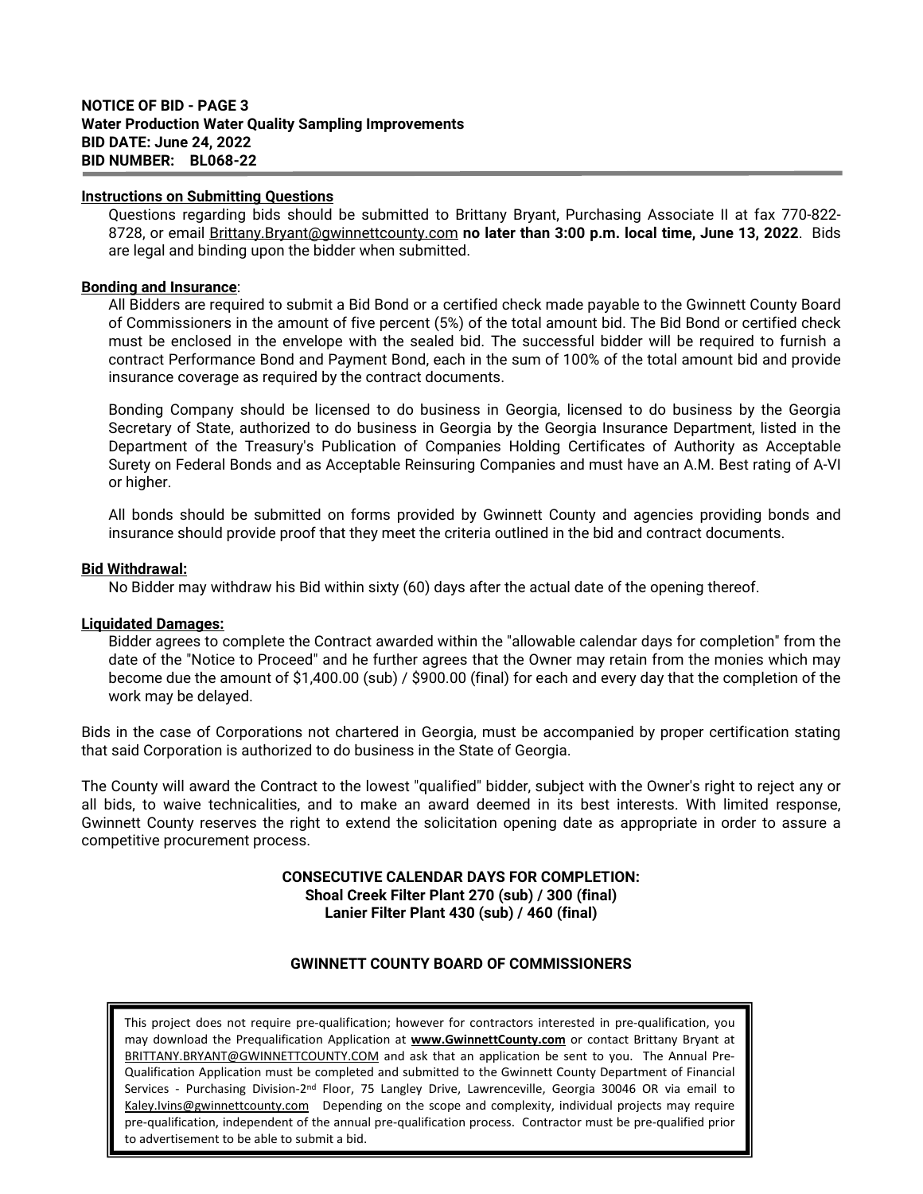**NOTICE OF BID - PAGE 3**
**Water Production Water Quality Sampling Improvements**
**BID DATE: June 24, 2022**
**BID NUMBER: BL068-22**

**Instructions on Submitting Questions**

Questions regarding bids should be submitted to Brittany Bryant, Purchasing Associate II at fax 770-822-8728, or email Brittany.Bryant@gwinnettcounty.com **no later than 3:00 p.m. local time, June 13, 2022**. Bids are legal and binding upon the bidder when submitted.

**Bonding and Insurance**:

All Bidders are required to submit a Bid Bond or a certified check made payable to the Gwinnett County Board of Commissioners in the amount of five percent (5%) of the total amount bid. The Bid Bond or certified check must be enclosed in the envelope with the sealed bid. The successful bidder will be required to furnish a contract Performance Bond and Payment Bond, each in the sum of 100% of the total amount bid and provide insurance coverage as required by the contract documents.

Bonding Company should be licensed to do business in Georgia, licensed to do business by the Georgia Secretary of State, authorized to do business in Georgia by the Georgia Insurance Department, listed in the Department of the Treasury's Publication of Companies Holding Certificates of Authority as Acceptable Surety on Federal Bonds and as Acceptable Reinsuring Companies and must have an A.M. Best rating of A-VI or higher.

All bonds should be submitted on forms provided by Gwinnett County and agencies providing bonds and insurance should provide proof that they meet the criteria outlined in the bid and contract documents.

**Bid Withdrawal:**

No Bidder may withdraw his Bid within sixty (60) days after the actual date of the opening thereof.

**Liquidated Damages:**

Bidder agrees to complete the Contract awarded within the "allowable calendar days for completion" from the date of the "Notice to Proceed" and he further agrees that the Owner may retain from the monies which may become due the amount of $1,400.00 (sub) / $900.00 (final) for each and every day that the completion of the work may be delayed.

Bids in the case of Corporations not chartered in Georgia, must be accompanied by proper certification stating that said Corporation is authorized to do business in the State of Georgia.

The County will award the Contract to the lowest "qualified" bidder, subject with the Owner's right to reject any or all bids, to waive technicalities, and to make an award deemed in its best interests. With limited response, Gwinnett County reserves the right to extend the solicitation opening date as appropriate in order to assure a competitive procurement process.

**CONSECUTIVE CALENDAR DAYS FOR COMPLETION:**
**Shoal Creek Filter Plant 270 (sub) / 300 (final)**
**Lanier Filter Plant 430 (sub) / 460 (final)**

**GWINNETT COUNTY BOARD OF COMMISSIONERS**

This project does not require pre-qualification; however for contractors interested in pre-qualification, you may download the Prequalification Application at **www.GwinnettCounty.com** or contact Brittany Bryant at BRITTANY.BRYANT@GWINNETTCOUNTY.COM and ask that an application be sent to you. The Annual Pre-Qualification Application must be completed and submitted to the Gwinnett County Department of Financial Services - Purchasing Division-2nd Floor, 75 Langley Drive, Lawrenceville, Georgia 30046 OR via email to Kaley.Ivins@gwinnettcounty.com Depending on the scope and complexity, individual projects may require pre-qualification, independent of the annual pre-qualification process. Contractor must be pre-qualified prior to advertisement to be able to submit a bid.